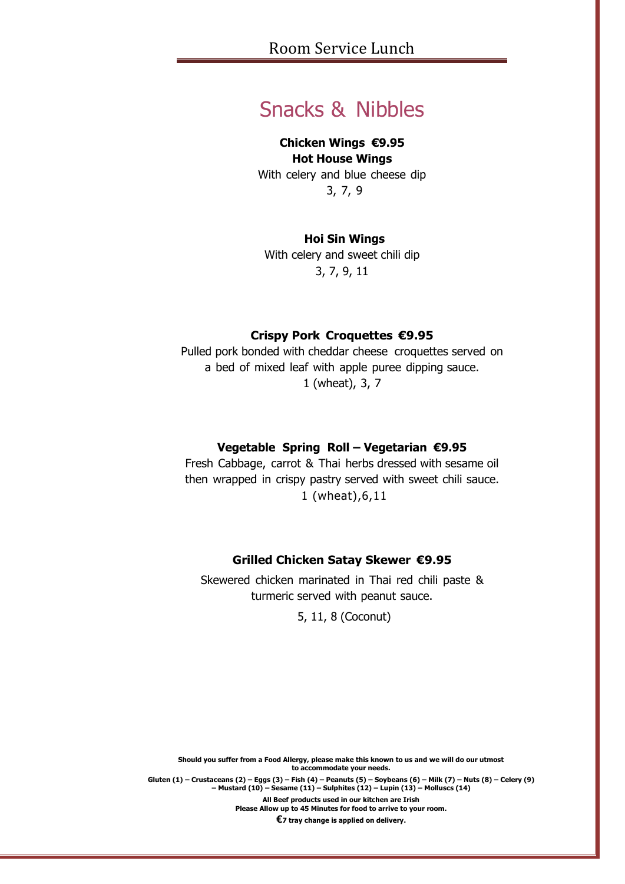Room Service Lunch

# Snacks & Nibbles

**Chicken Wings €9.95**
**Hot House Wings**
With celery and blue cheese dip
3, 7, 9

**Hoi Sin Wings**
With celery and sweet chili dip
3, 7, 9, 11

**Crispy Pork Croquettes €9.95**
Pulled pork bonded with cheddar cheese croquettes served on a bed of mixed leaf with apple puree dipping sauce.
1 (wheat), 3, 7

**Vegetable Spring Roll – Vegetarian €9.95**
Fresh Cabbage, carrot & Thai herbs dressed with sesame oil then wrapped in crispy pastry served with sweet chili sauce.
1 (wheat),6,11

**Grilled Chicken Satay Skewer €9.95**
Skewered chicken marinated in Thai red chili paste & turmeric served with peanut sauce.
5, 11, 8 (Coconut)

**Should you suffer from a Food Allergy, please make this known to us and we will do our utmost to accommodate your needs.**

**Gluten (1) – Crustaceans (2) – Eggs (3) – Fish (4) – Peanuts (5) – Soybeans (6) – Milk (7) – Nuts (8) – Celery (9) – Mustard (10) – Sesame (11) – Sulphites (12) – Lupin (13) – Molluscs (14)**

**All Beef products used in our kitchen are Irish**
**Please Allow up to 45 Minutes for food to arrive to your room.**
**€7 tray change is applied on delivery.**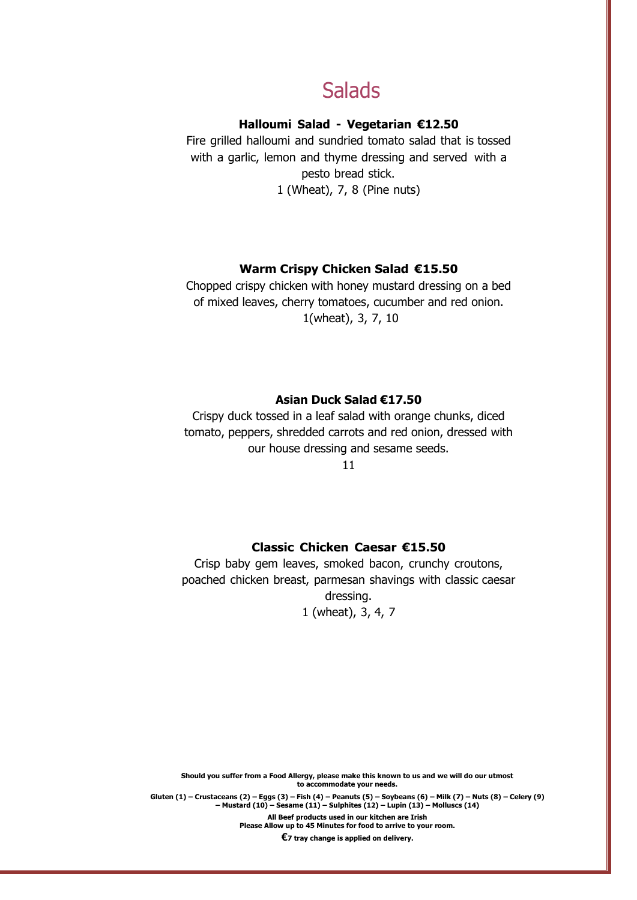# Salads

**Halloumi Salad - Vegetarian €12.50**

Fire grilled halloumi and sundried tomato salad that is tossed with a garlic, lemon and thyme dressing and served with a pesto bread stick.

1 (Wheat), 7, 8 (Pine nuts)

**Warm Crispy Chicken Salad €15.50**

Chopped crispy chicken with honey mustard dressing on a bed of mixed leaves, cherry tomatoes, cucumber and red onion.

1(wheat), 3, 7, 10

**Asian Duck Salad €17.50**

Crispy duck tossed in a leaf salad with orange chunks, diced tomato, peppers, shredded carrots and red onion, dressed with our house dressing and sesame seeds.

11

**Classic Chicken Caesar €15.50**

Crisp baby gem leaves, smoked bacon, crunchy croutons, poached chicken breast, parmesan shavings with classic caesar dressing.

1 (wheat), 3, 4, 7

**Should you suffer from a Food Allergy, please make this known to us and we will do our utmost to accommodate your needs.**

**Gluten (1) – Crustaceans (2) – Eggs (3) – Fish (4) – Peanuts (5) – Soybeans (6) – Milk (7) – Nuts (8) – Celery (9) – Mustard (10) – Sesame (11) – Sulphites (12) – Lupin (13) – Molluscs (14)**

**All Beef products used in our kitchen are Irish**
**Please Allow up to 45 Minutes for food to arrive to your room.**

**€7 tray change is applied on delivery.**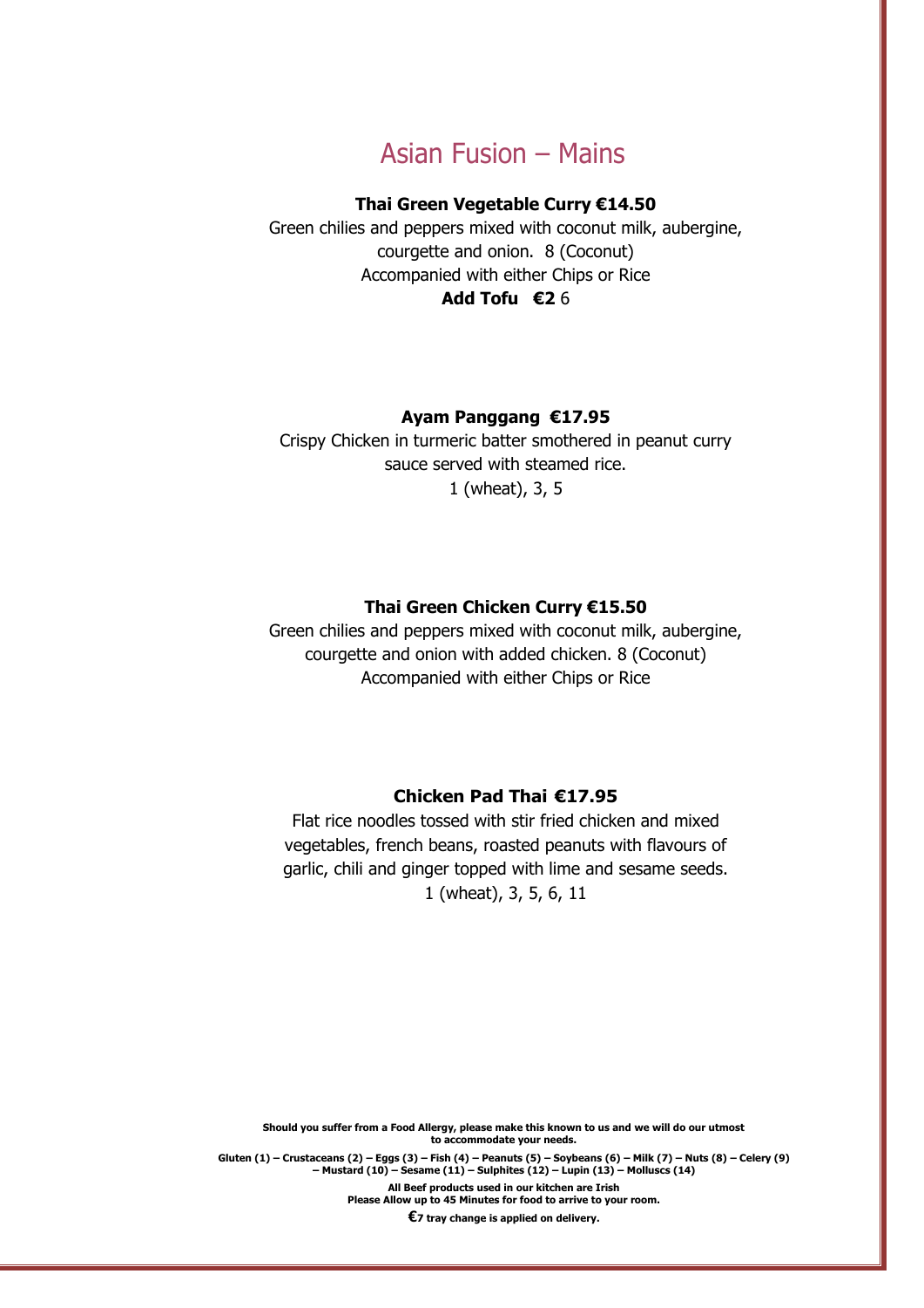# Asian Fusion – Mains

**Thai Green Vegetable Curry €14.50**

Green chilies and peppers mixed with coconut milk, aubergine, courgette and onion. 8 (Coconut)

Accompanied with either Chips or Rice

**Add Tofu €2** 6

**Ayam Panggang €17.95**

Crispy Chicken in turmeric batter smothered in peanut curry sauce served with steamed rice.

1 (wheat), 3, 5

**Thai Green Chicken Curry €15.50**

Green chilies and peppers mixed with coconut milk, aubergine, courgette and onion with added chicken. 8 (Coconut)

Accompanied with either Chips or Rice

**Chicken Pad Thai €17.95**

Flat rice noodles tossed with stir fried chicken and mixed vegetables, french beans, roasted peanuts with flavours of garlic, chili and ginger topped with lime and sesame seeds.

1 (wheat), 3, 5, 6, 11

**Should you suffer from a Food Allergy, please make this known to us and we will do our utmost to accommodate your needs.**

**Gluten (1) – Crustaceans (2) – Eggs (3) – Fish (4) – Peanuts (5) – Soybeans (6) – Milk (7) – Nuts (8) – Celery (9) – Mustard (10) – Sesame (11) – Sulphites (12) – Lupin (13) – Molluscs (14)**

**All Beef products used in our kitchen are Irish**

**Please Allow up to 45 Minutes for food to arrive to your room.**

**€7 tray change is applied on delivery.**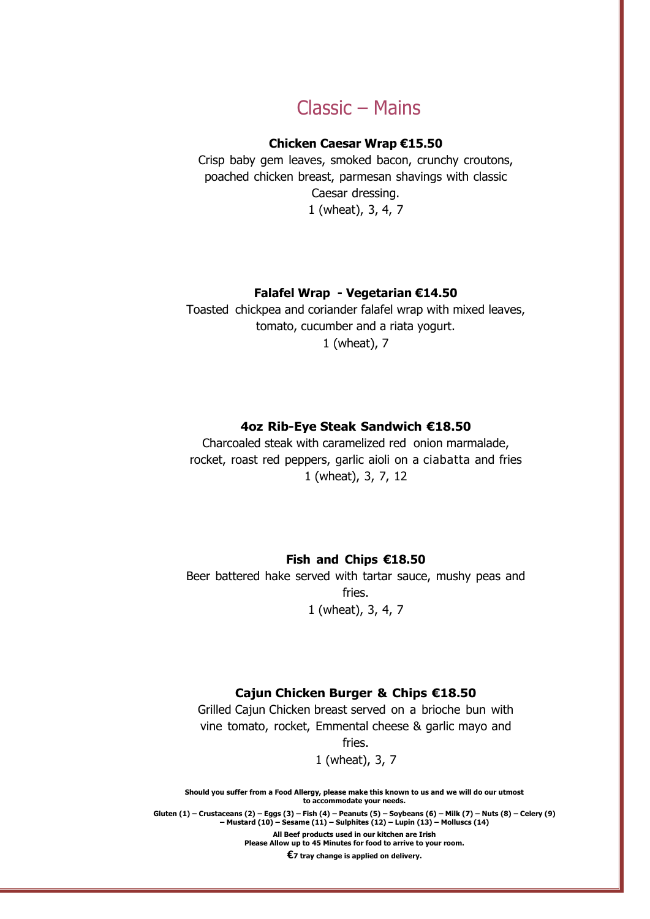# Classic – Mains

**Chicken Caesar Wrap €15.50**

Crisp baby gem leaves, smoked bacon, crunchy croutons, poached chicken breast, parmesan shavings with classic Caesar dressing.

1 (wheat), 3, 4, 7

**Falafel Wrap - Vegetarian €14.50**

Toasted chickpea and coriander falafel wrap with mixed leaves, tomato, cucumber and a riata yogurt.

1 (wheat), 7

**4oz Rib-Eye Steak Sandwich €18.50**

Charcoaled steak with caramelized red onion marmalade, rocket, roast red peppers, garlic aioli on a ciabatta and fries

1 (wheat), 3, 7, 12

**Fish and Chips €18.50**

Beer battered hake served with tartar sauce, mushy peas and fries.

1 (wheat), 3, 4, 7

**Cajun Chicken Burger & Chips €18.50**

Grilled Cajun Chicken breast served on a brioche bun with vine tomato, rocket, Emmental cheese & garlic mayo and fries.

1 (wheat), 3, 7

**Should you suffer from a Food Allergy, please make this known to us and we will do our utmost to accommodate your needs.**

**Gluten (1) – Crustaceans (2) – Eggs (3) – Fish (4) – Peanuts (5) – Soybeans (6) – Milk (7) – Nuts (8) – Celery (9) – Mustard (10) – Sesame (11) – Sulphites (12) – Lupin (13) – Molluscs (14)**

**All Beef products used in our kitchen are Irish**
**Please Allow up to 45 Minutes for food to arrive to your room.**

**€7 tray change is applied on delivery.**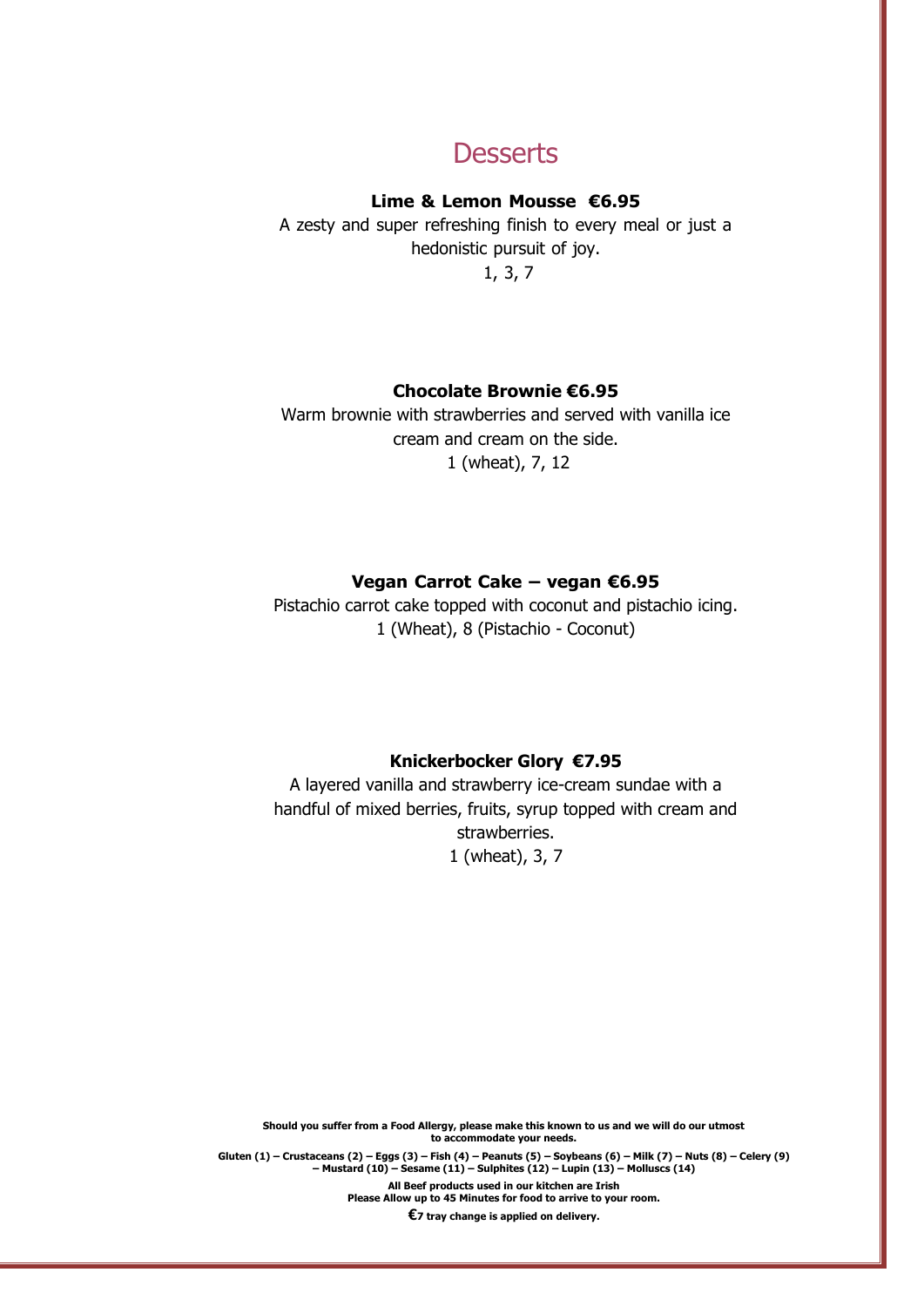# Desserts

**Lime & Lemon Mousse  €6.95**

A zesty and super refreshing finish to every meal or just a hedonistic pursuit of joy.

1, 3, 7

**Chocolate Brownie €6.95**

Warm brownie with strawberries and served with vanilla ice cream and cream on the side.

1 (wheat), 7, 12

**Vegan Carrot Cake – vegan €6.95**

Pistachio carrot cake topped with coconut and pistachio icing.

1 (Wheat), 8 (Pistachio - Coconut)

**Knickerbocker Glory  €7.95**

A layered vanilla and strawberry ice-cream sundae with a handful of mixed berries, fruits, syrup topped with cream and strawberries.

1 (wheat), 3, 7

**Should you suffer from a Food Allergy, please make this known to us and we will do our utmost to accommodate your needs.**

**Gluten (1) – Crustaceans (2) – Eggs (3) – Fish (4) – Peanuts (5) – Soybeans (6) – Milk (7) – Nuts (8) – Celery (9) – Mustard (10) – Sesame (11) – Sulphites (12) – Lupin (13) – Molluscs (14)**

**All Beef products used in our kitchen are Irish**
**Please Allow up to 45 Minutes for food to arrive to your room.**

**€7 tray change is applied on delivery.**